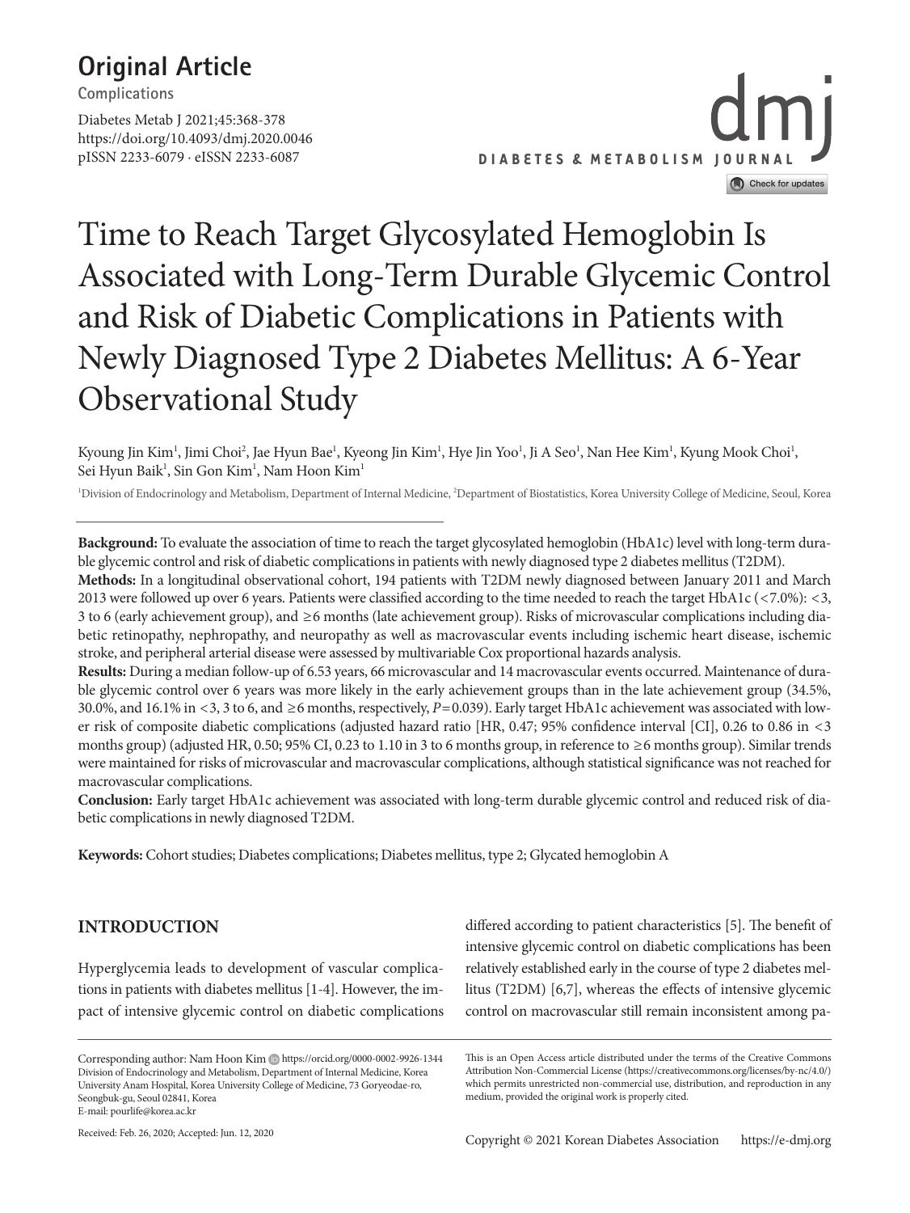**Original Article**

Complications

https://doi.org/10.4093/dmj.2020.0046
pISSN 2233-6079 · eISSN 2233-6087

# Time to Reach Target Glycosylated Hemoglobin Is Associated with Long-Term Durable Glycemic Control and Risk of Diabetic Complications in Patients with Newly Diagnosed Type 2 Diabetes Mellitus: A 6-Year Observational Study

Kyoung Jin Kim[1], Jimi Choi[2], Jae Hyun Bae[1], Kyeong Jin Kim[1], Hye Jin Yoo[1], Ji A Seo[1], Nan Hee Kim[1], Kyung Mook Choi[1], Sei Hyun Baik[1], Sin Gon Kim[1], Nam Hoon Kim[1]

[1]Division of Endocrinology and Metabolism, Department of Internal Medicine, [2]Department of Biostatistics, Korea University College of Medicine, Seoul, Korea

**Background:** To evaluate the association of time to reach the target glycosylated hemoglobin (HbA1c) level with long-term durable glycemic control and risk of diabetic complications in patients with newly diagnosed type 2 diabetes mellitus (T2DM).

**Methods:** In a longitudinal observational cohort, 194 patients with T2DM newly diagnosed between January 2011 and March 2013 were followed up over 6 years. Patients were classified according to the time needed to reach the target HbA1c (<7.0%): <3, 3 to 6 (early achievement group), and ≥6 months (late achievement group). Risks of microvascular complications including diabetic retinopathy, nephropathy, and neuropathy as well as macrovascular events including ischemic heart disease, ischemic stroke, and peripheral arterial disease were assessed by multivariable Cox proportional hazards analysis.

**Results:** During a median follow-up of 6.53 years, 66 microvascular and 14 macrovascular events occurred. Maintenance of durable glycemic control over 6 years was more likely in the early achievement groups than in the late achievement group (34.5%, 30.0%, and 16.1% in <3, 3 to 6, and ≥6 months, respectively, $P=0.039$). Early target HbA1c achievement was associated with lower risk of composite diabetic complications (adjusted hazard ratio [HR, 0.47; 95% confidence interval [CI], 0.26 to 0.86 in <3 months group) (adjusted HR, 0.50; 95% CI, 0.23 to 1.10 in 3 to 6 months group, in reference to ≥6 months group). Similar trends were maintained for risks of microvascular and macrovascular complications, although statistical significance was not reached for macrovascular complications.

**Conclusion:** Early target HbA1c achievement was associated with long-term durable glycemic control and reduced risk of diabetic complications in newly diagnosed T2DM.

**Keywords:** Cohort studies; Diabetes complications; Diabetes mellitus, type 2; Glycated hemoglobin A

## INTRODUCTION

Hyperglycemia leads to development of vascular complications in patients with diabetes mellitus [1-4]. However, the impact of intensive glycemic control on diabetic complications differed according to patient characteristics [5]. The benefit of intensive glycemic control on diabetic complications has been relatively established early in the course of type 2 diabetes mellitus (T2DM) [6,7], whereas the effects of intensive glycemic control on macrovascular still remain inconsistent among pa-

Corresponding author: Nam Hoon Kim https://orcid.org/0000-0002-9926-1344
Division of Endocrinology and Metabolism, Department of Internal Medicine, Korea University Anam Hospital, Korea University College of Medicine, 73 Goryeodae-ro, Seongbuk-gu, Seoul 02841, Korea
E-mail: pourlife@korea.ac.kr

Received: Feb. 26, 2020; Accepted: Jun. 12, 2020

This is an Open Access article distributed under the terms of the Creative Commons Attribution Non-Commercial License (https://creativecommons.org/licenses/by-nc/4.0/) which permits unrestricted non-commercial use, distribution, and reproduction in any medium, provided the original work is properly cited.

Copyright © 2021 Korean Diabetes Association https://e-dmj.org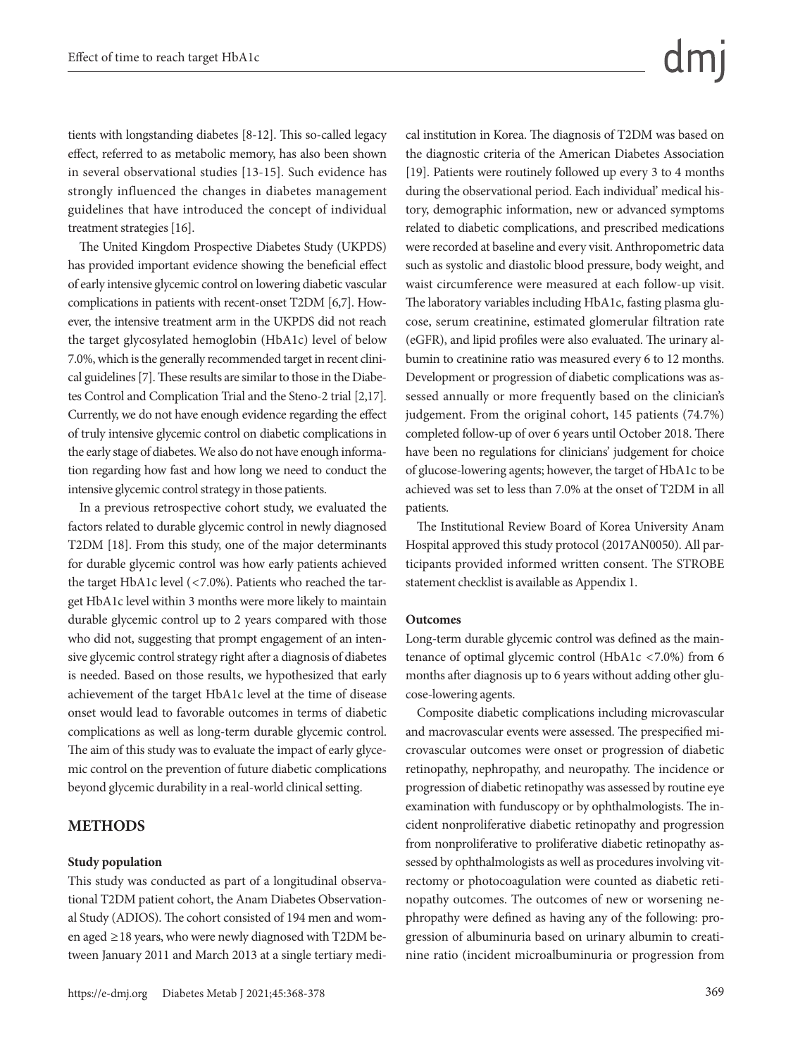tients with longstanding diabetes [8-12]. This so-called legacy effect, referred to as metabolic memory, has also been shown in several observational studies [13-15]. Such evidence has strongly influenced the changes in diabetes management guidelines that have introduced the concept of individual treatment strategies [16].

The United Kingdom Prospective Diabetes Study (UKPDS) has provided important evidence showing the beneficial effect of early intensive glycemic control on lowering diabetic vascular complications in patients with recent-onset T2DM [6,7]. However, the intensive treatment arm in the UKPDS did not reach the target glycosylated hemoglobin (HbA1c) level of below 7.0%, which is the generally recommended target in recent clinical guidelines [7]. These results are similar to those in the Diabetes Control and Complication Trial and the Steno-2 trial [2,17]. Currently, we do not have enough evidence regarding the effect of truly intensive glycemic control on diabetic complications in the early stage of diabetes. We also do not have enough information regarding how fast and how long we need to conduct the intensive glycemic control strategy in those patients.

In a previous retrospective cohort study, we evaluated the factors related to durable glycemic control in newly diagnosed T2DM [18]. From this study, one of the major determinants for durable glycemic control was how early patients achieved the target HbA1c level (<7.0%). Patients who reached the target HbA1c level within 3 months were more likely to maintain durable glycemic control up to 2 years compared with those who did not, suggesting that prompt engagement of an intensive glycemic control strategy right after a diagnosis of diabetes is needed. Based on those results, we hypothesized that early achievement of the target HbA1c level at the time of disease onset would lead to favorable outcomes in terms of diabetic complications as well as long-term durable glycemic control. The aim of this study was to evaluate the impact of early glycemic control on the prevention of future diabetic complications beyond glycemic durability in a real-world clinical setting.

## METHODS

### Study population

This study was conducted as part of a longitudinal observational T2DM patient cohort, the Anam Diabetes Observational Study (ADIOS). The cohort consisted of 194 men and women aged ≥18 years, who were newly diagnosed with T2DM between January 2011 and March 2013 at a single tertiary medical institution in Korea. The diagnosis of T2DM was based on the diagnostic criteria of the American Diabetes Association [19]. Patients were routinely followed up every 3 to 4 months during the observational period. Each individual' medical history, demographic information, new or advanced symptoms related to diabetic complications, and prescribed medications were recorded at baseline and every visit. Anthropometric data such as systolic and diastolic blood pressure, body weight, and waist circumference were measured at each follow-up visit. The laboratory variables including HbA1c, fasting plasma glucose, serum creatinine, estimated glomerular filtration rate (eGFR), and lipid profiles were also evaluated. The urinary albumin to creatinine ratio was measured every 6 to 12 months. Development or progression of diabetic complications was assessed annually or more frequently based on the clinician's judgement. From the original cohort, 145 patients (74.7%) completed follow-up of over 6 years until October 2018. There have been no regulations for clinicians' judgement for choice of glucose-lowering agents; however, the target of HbA1c to be achieved was set to less than 7.0% at the onset of T2DM in all patients.

The Institutional Review Board of Korea University Anam Hospital approved this study protocol (2017AN0050). All participants provided informed written consent. The STROBE statement checklist is available as Appendix 1.

### Outcomes

Long-term durable glycemic control was defined as the maintenance of optimal glycemic control (HbA1c <7.0%) from 6 months after diagnosis up to 6 years without adding other glucose-lowering agents.

Composite diabetic complications including microvascular and macrovascular events were assessed. The prespecified microvascular outcomes were onset or progression of diabetic retinopathy, nephropathy, and neuropathy. The incidence or progression of diabetic retinopathy was assessed by routine eye examination with funduscopy or by ophthalmologists. The incident nonproliferative diabetic retinopathy and progression from nonproliferative to proliferative diabetic retinopathy assessed by ophthalmologists as well as procedures involving vitrectomy or photocoagulation were counted as diabetic retinopathy outcomes. The outcomes of new or worsening nephropathy were defined as having any of the following: progression of albuminuria based on urinary albumin to creatinine ratio (incident microalbuminuria or progression from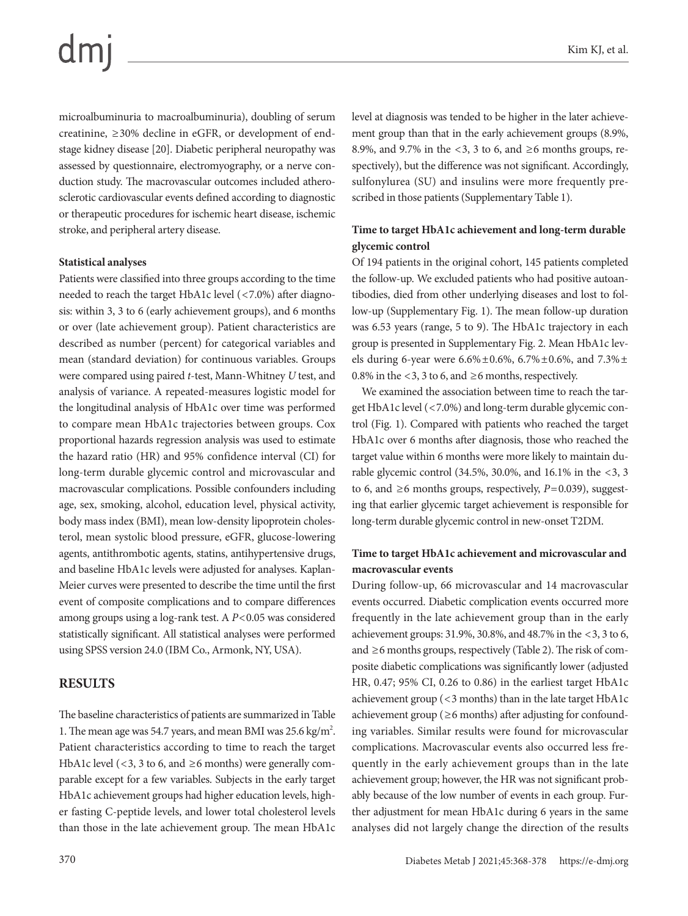microalbuminuria to macroalbuminuria), doubling of serum creatinine, ≥30% decline in eGFR, or development of end-stage kidney disease [20]. Diabetic peripheral neuropathy was assessed by questionnaire, electromyography, or a nerve conduction study. The macrovascular outcomes included atherosclerotic cardiovascular events defined according to diagnostic or therapeutic procedures for ischemic heart disease, ischemic stroke, and peripheral artery disease.

**Statistical analyses**

Patients were classified into three groups according to the time needed to reach the target HbA1c level (<7.0%) after diagnosis: within 3, 3 to 6 (early achievement groups), and 6 months or over (late achievement group). Patient characteristics are described as number (percent) for categorical variables and mean (standard deviation) for continuous variables. Groups were compared using paired *t*-test, Mann-Whitney *U* test, and analysis of variance. A repeated-measures logistic model for the longitudinal analysis of HbA1c over time was performed to compare mean HbA1c trajectories between groups. Cox proportional hazards regression analysis was used to estimate the hazard ratio (HR) and 95% confidence interval (CI) for long-term durable glycemic control and microvascular and macrovascular complications. Possible confounders including age, sex, smoking, alcohol, education level, physical activity, body mass index (BMI), mean low-density lipoprotein cholesterol, mean systolic blood pressure, eGFR, glucose-lowering agents, antithrombotic agents, statins, antihypertensive drugs, and baseline HbA1c levels were adjusted for analyses. Kaplan-Meier curves were presented to describe the time until the first event of composite complications and to compare differences among groups using a log-rank test. A $P<0.05$ was considered statistically significant. All statistical analyses were performed using SPSS version 24.0 (IBM Co., Armonk, NY, USA).

## RESULTS

The baseline characteristics of patients are summarized in Table 1. The mean age was 54.7 years, and mean BMI was 25.6 kg/m$^2$. Patient characteristics according to time to reach the target HbA1c level (<3, 3 to 6, and ≥6 months) were generally comparable except for a few variables. Subjects in the early target HbA1c achievement groups had higher education levels, higher fasting C-peptide levels, and lower total cholesterol levels than those in the late achievement group. The mean HbA1c level at diagnosis was tended to be higher in the later achievement group than that in the early achievement groups (8.9%, 8.9%, and 9.7% in the <3, 3 to 6, and ≥6 months groups, respectively), but the difference was not significant. Accordingly, sulfonylurea (SU) and insulins were more frequently prescribed in those patients (Supplementary Table 1).

**Time to target HbA1c achievement and long-term durable glycemic control**

Of 194 patients in the original cohort, 145 patients completed the follow-up. We excluded patients who had positive autoantibodies, died from other underlying diseases and lost to follow-up (Supplementary Fig. 1). The mean follow-up duration was 6.53 years (range, 5 to 9). The HbA1c trajectory in each group is presented in Supplementary Fig. 2. Mean HbA1c levels during 6-year were 6.6%±0.6%, 6.7%±0.6%, and 7.3%±0.8% in the <3, 3 to 6, and ≥6 months, respectively.

We examined the association between time to reach the target HbA1c level (<7.0%) and long-term durable glycemic control (Fig. 1). Compared with patients who reached the target HbA1c over 6 months after diagnosis, those who reached the target value within 6 months were more likely to maintain durable glycemic control (34.5%, 30.0%, and 16.1% in the <3, 3 to 6, and ≥6 months groups, respectively, $P=0.039$), suggesting that earlier glycemic target achievement is responsible for long-term durable glycemic control in new-onset T2DM.

**Time to target HbA1c achievement and microvascular and macrovascular events**

During follow-up, 66 microvascular and 14 macrovascular events occurred. Diabetic complication events occurred more frequently in the late achievement group than in the early achievement groups: 31.9%, 30.8%, and 48.7% in the <3, 3 to 6, and ≥6 months groups, respectively (Table 2). The risk of composite diabetic complications was significantly lower (adjusted HR, 0.47; 95% CI, 0.26 to 0.86) in the earliest target HbA1c achievement group (<3 months) than in the late target HbA1c achievement group (≥6 months) after adjusting for confounding variables. Similar results were found for microvascular complications. Macrovascular events also occurred less frequently in the early achievement groups than in the late achievement group; however, the HR was not significant probably because of the low number of events in each group. Further adjustment for mean HbA1c during 6 years in the same analyses did not largely change the direction of the results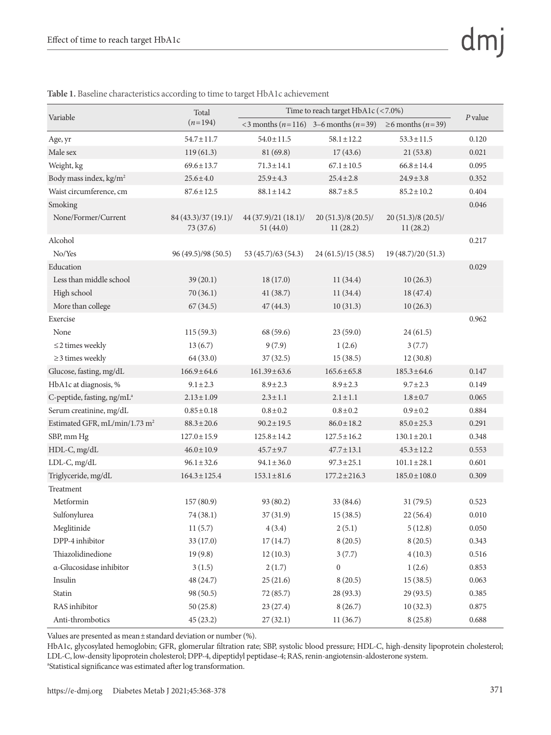**Table 1.** Baseline characteristics according to time to target HbA1c achievement

| Variable | Total ($n$=194) | Time to reach target HbA1c (<7.0%) | | | $P$ value |
|---|---|---|---|---|---|
| | | <3 months ($n$=116) | 3–6 months ($n$=39) | ≥6 months ($n$=39) | |
| Age, yr | 54.7±11.7 | 54.0±11.5 | 58.1±12.2 | 53.3±11.5 | 0.120 |
| Male sex | 119 (61.3) | 81 (69.8) | 17 (43.6) | 21 (53.8) | 0.021 |
| Weight, kg | 69.6±13.7 | 71.3±14.1 | 67.1±10.5 | 66.8±14.4 | 0.095 |
| Body mass index, kg/m$^2$ | 25.6±4.0 | 25.9±4.3 | 25.4±2.8 | 24.9±3.8 | 0.352 |
| Waist circumference, cm | 87.6±12.5 | 88.1±14.2 | 88.7±8.5 | 85.2±10.2 | 0.404 |
| Smoking | | | | | 0.046 |
| None/Former/Current | 84 (43.3)/37 (19.1)/ 73 (37.6) | 44 (37.9)/21 (18.1)/ 51 (44.0) | 20 (51.3)/8 (20.5)/ 11 (28.2) | 20 (51.3)/8 (20.5)/ 11 (28.2) | |
| Alcohol | | | | | 0.217 |
| No/Yes | 96 (49.5)/98 (50.5) | 53 (45.7)/63 (54.3) | 24 (61.5)/15 (38.5) | 19 (48.7)/20 (51.3) | |
| Education | | | | | 0.029 |
| Less than middle school | 39 (20.1) | 18 (17.0) | 11 (34.4) | 10 (26.3) | |
| High school | 70 (36.1) | 41 (38.7) | 11 (34.4) | 18 (47.4) | |
| More than college | 67 (34.5) | 47 (44.3) | 10 (31.3) | 10 (26.3) | |
| Exercise | | | | | 0.962 |
| None | 115 (59.3) | 68 (59.6) | 23 (59.0) | 24 (61.5) | |
| ≤2 times weekly | 13 (6.7) | 9 (7.9) | 1 (2.6) | 3 (7.7) | |
| ≥3 times weekly | 64 (33.0) | 37 (32.5) | 15 (38.5) | 12 (30.8) | |
| Glucose, fasting, mg/dL | 166.9±64.6 | 161.39±63.6 | 165.6±65.8 | 185.3±64.6 | 0.147 |
| HbA1c at diagnosis, % | 9.1±2.3 | 8.9±2.3 | 8.9±2.3 | 9.7±2.3 | 0.149 |
| C-peptide, fasting, ng/mL[a] | 2.13±1.09 | 2.3±1.1 | 2.1±1.1 | 1.8±0.7 | 0.065 |
| Serum creatinine, mg/dL | 0.85±0.18 | 0.8±0.2 | 0.8±0.2 | 0.9±0.2 | 0.884 |
| Estimated GFR, mL/min/1.73 m$^2$ | 88.3±20.6 | 90.2±19.5 | 86.0±18.2 | 85.0±25.3 | 0.291 |
| SBP, mm Hg | 127.0±15.9 | 125.8±14.2 | 127.5±16.2 | 130.1±20.1 | 0.348 |
| HDL-C, mg/dL | 46.0±10.9 | 45.7±9.7 | 47.7±13.1 | 45.3±12.2 | 0.553 |
| LDL-C, mg/dL | 96.1±32.6 | 94.1±36.0 | 97.3±25.1 | 101.1±28.1 | 0.601 |
| Triglyceride, mg/dL | 164.3±125.4 | 153.1±81.6 | 177.2±216.3 | 185.0±108.0 | 0.309 |
| Treatment | | | | | |
| Metformin | 157 (80.9) | 93 (80.2) | 33 (84.6) | 31 (79.5) | 0.523 |
| Sulfonylurea | 74 (38.1) | 37 (31.9) | 15 (38.5) | 22 (56.4) | 0.010 |
| Meglitinide | 11 (5.7) | 4 (3.4) | 2 (5.1) | 5 (12.8) | 0.050 |
| DPP-4 inhibitor | 33 (17.0) | 17 (14.7) | 8 (20.5) | 8 (20.5) | 0.343 |
| Thiazolidinedione | 19 (9.8) | 12 (10.3) | 3 (7.7) | 4 (10.3) | 0.516 |
| α-Glucosidase inhibitor | 3 (1.5) | 2 (1.7) | 0 | 1 (2.6) | 0.853 |
| Insulin | 48 (24.7) | 25 (21.6) | 8 (20.5) | 15 (38.5) | 0.063 |
| Statin | 98 (50.5) | 72 (85.7) | 28 (93.3) | 29 (93.5) | 0.385 |
| RAS inhibitor | 50 (25.8) | 23 (27.4) | 8 (26.7) | 10 (32.3) | 0.875 |
| Anti-thrombotics | 45 (23.2) | 27 (32.1) | 11 (36.7) | 8 (25.8) | 0.688 |

Values are presented as mean±standard deviation or number (%).

HbA1c, glycosylated hemoglobin; GFR, glomerular filtration rate; SBP, systolic blood pressure; HDL-C, high-density lipoprotein cholesterol; LDL-C, low-density lipoprotein cholesterol; DPP-4, dipeptidyl peptidase-4; RAS, renin-angiotensin-aldosterone system.

[a]Statistical significance was estimated after log transformation.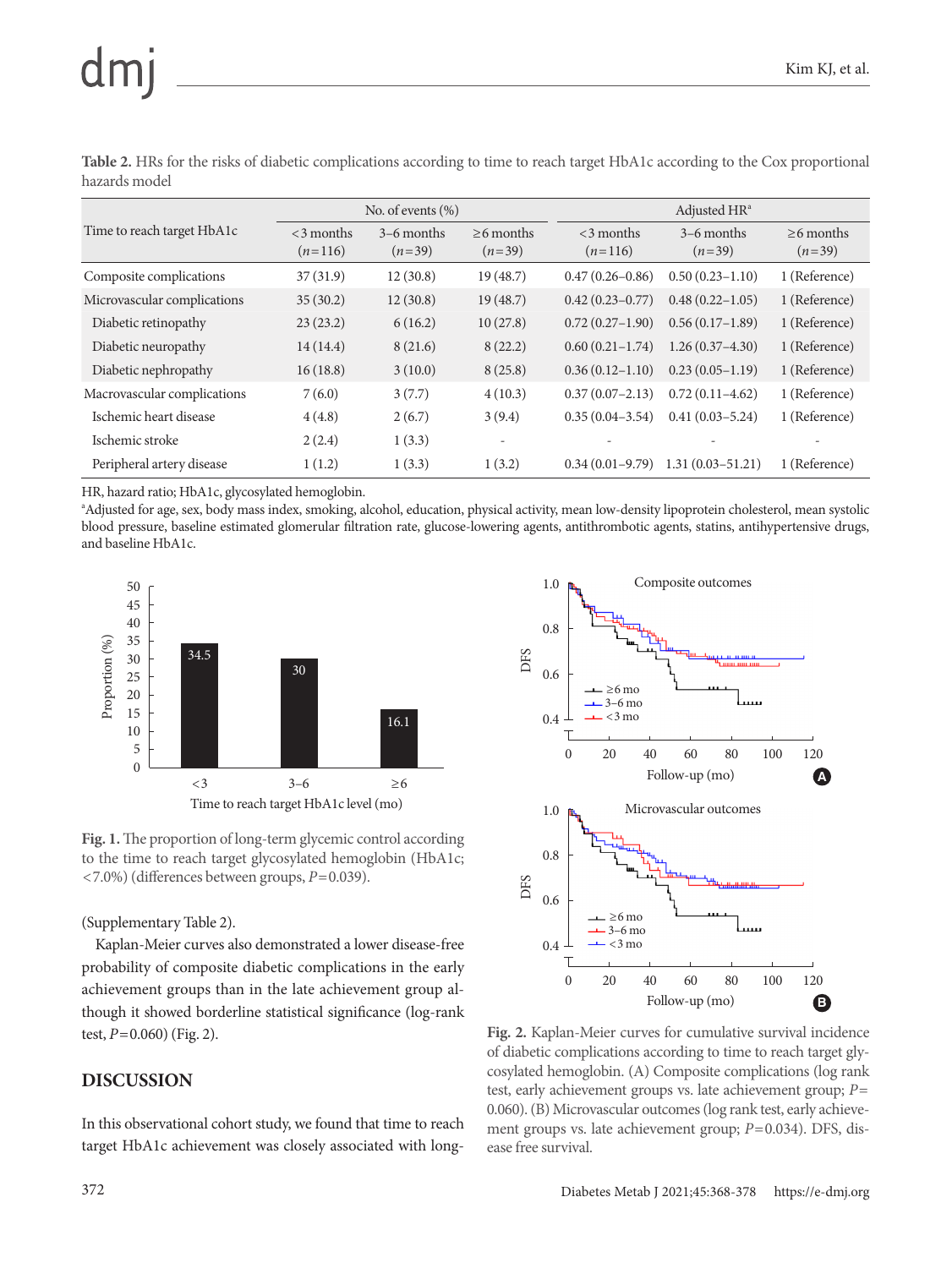**Table 2.** HRs for the risks of diabetic complications according to time to reach target HbA1c according to the Cox proportional hazards model

| Time to reach target HbA1c | No. of events (%) | | | Adjusted HR[a] | | |
|---|---|---|---|---|---|---|
| | <3 months (n=116) | 3–6 months (n=39) | ≥6 months (n=39) | <3 months (n=116) | 3–6 months (n=39) | ≥6 months (n=39) |
| Composite complications | 37 (31.9) | 12 (30.8) | 19 (48.7) | 0.47 (0.26–0.86) | 0.50 (0.23–1.10) | 1 (Reference) |
| Microvascular complications | 35 (30.2) | 12 (30.8) | 19 (48.7) | 0.42 (0.23–0.77) | 0.48 (0.22–1.05) | 1 (Reference) |
| Diabetic retinopathy | 23 (23.2) | 6 (16.2) | 10 (27.8) | 0.72 (0.27–1.90) | 0.56 (0.17–1.89) | 1 (Reference) |
| Diabetic neuropathy | 14 (14.4) | 8 (21.6) | 8 (22.2) | 0.60 (0.21–1.74) | 1.26 (0.37–4.30) | 1 (Reference) |
| Diabetic nephropathy | 16 (18.8) | 3 (10.0) | 8 (25.8) | 0.36 (0.12–1.10) | 0.23 (0.05–1.19) | 1 (Reference) |
| Macrovascular complications | 7 (6.0) | 3 (7.7) | 4 (10.3) | 0.37 (0.07–2.13) | 0.72 (0.11–4.62) | 1 (Reference) |
| Ischemic heart disease | 4 (4.8) | 2 (6.7) | 3 (9.4) | 0.35 (0.04–3.54) | 0.41 (0.03–5.24) | 1 (Reference) |
| Ischemic stroke | 2 (2.4) | 1 (3.3) | - | - | - | - |
| Peripheral artery disease | 1 (1.2) | 1 (3.3) | 1 (3.2) | 0.34 (0.01–9.79) | 1.31 (0.03–51.21) | 1 (Reference) |

HR, hazard ratio; HbA1c, glycosylated hemoglobin.
[a]Adjusted for age, sex, body mass index, smoking, alcohol, education, physical activity, mean low-density lipoprotein cholesterol, mean systolic blood pressure, baseline estimated glomerular filtration rate, glucose-lowering agents, antithrombotic agents, statins, antihypertensive drugs, and baseline HbA1c.

**Fig. 1.** The proportion of long-term glycemic control according to the time to reach target glycosylated hemoglobin (HbA1c; <7.0%) (differences between groups, $P=0.039$).

(Supplementary Table 2).

Kaplan-Meier curves also demonstrated a lower disease-free probability of composite diabetic complications in the early achievement groups than in the late achievement group although it showed borderline statistical significance (log-rank test, $P=0.060$) (Fig. 2).

## DISCUSSION

In this observational cohort study, we found that time to reach target HbA1c achievement was closely associated with long-

**Fig. 2.** Kaplan-Meier curves for cumulative survival incidence of diabetic complications according to time to reach target glycosylated hemoglobin. (A) Composite complications (log rank test, early achievement groups vs. late achievement group; $P=0.060$). (B) Microvascular outcomes (log rank test, early achievement groups vs. late achievement group; $P=0.034$). DFS, disease free survival.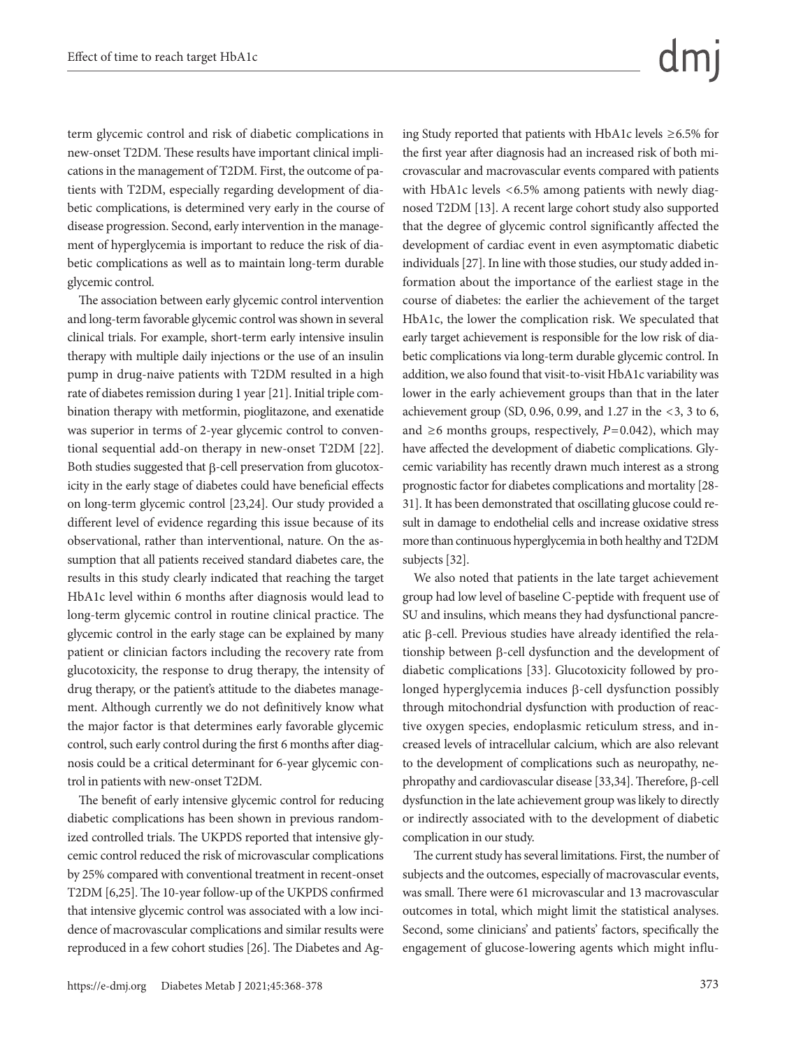term glycemic control and risk of diabetic complications in new-onset T2DM. These results have important clinical implications in the management of T2DM. First, the outcome of patients with T2DM, especially regarding development of diabetic complications, is determined very early in the course of disease progression. Second, early intervention in the management of hyperglycemia is important to reduce the risk of diabetic complications as well as to maintain long-term durable glycemic control.

The association between early glycemic control intervention and long-term favorable glycemic control was shown in several clinical trials. For example, short-term early intensive insulin therapy with multiple daily injections or the use of an insulin pump in drug-naive patients with T2DM resulted in a high rate of diabetes remission during 1 year [21]. Initial triple combination therapy with metformin, pioglitazone, and exenatide was superior in terms of 2-year glycemic control to conventional sequential add-on therapy in new-onset T2DM [22]. Both studies suggested that β-cell preservation from glucotoxicity in the early stage of diabetes could have beneficial effects on long-term glycemic control [23,24]. Our study provided a different level of evidence regarding this issue because of its observational, rather than interventional, nature. On the assumption that all patients received standard diabetes care, the results in this study clearly indicated that reaching the target HbA1c level within 6 months after diagnosis would lead to long-term glycemic control in routine clinical practice. The glycemic control in the early stage can be explained by many patient or clinician factors including the recovery rate from glucotoxicity, the response to drug therapy, the intensity of drug therapy, or the patient's attitude to the diabetes management. Although currently we do not definitively know what the major factor is that determines early favorable glycemic control, such early control during the first 6 months after diagnosis could be a critical determinant for 6-year glycemic control in patients with new-onset T2DM.

The benefit of early intensive glycemic control for reducing diabetic complications has been shown in previous randomized controlled trials. The UKPDS reported that intensive glycemic control reduced the risk of microvascular complications by 25% compared with conventional treatment in recent-onset T2DM [6,25]. The 10-year follow-up of the UKPDS confirmed that intensive glycemic control was associated with a low incidence of macrovascular complications and similar results were reproduced in a few cohort studies [26]. The Diabetes and Aging Study reported that patients with HbA1c levels ≥6.5% for the first year after diagnosis had an increased risk of both microvascular and macrovascular events compared with patients with HbA1c levels <6.5% among patients with newly diagnosed T2DM [13]. A recent large cohort study also supported that the degree of glycemic control significantly affected the development of cardiac event in even asymptomatic diabetic individuals [27]. In line with those studies, our study added information about the importance of the earliest stage in the course of diabetes: the earlier the achievement of the target HbA1c, the lower the complication risk. We speculated that early target achievement is responsible for the low risk of diabetic complications via long-term durable glycemic control. In addition, we also found that visit-to-visit HbA1c variability was lower in the early achievement groups than that in the later achievement group (SD, 0.96, 0.99, and 1.27 in the <3, 3 to 6, and ≥6 months groups, respectively, $P=0.042$), which may have affected the development of diabetic complications. Glycemic variability has recently drawn much interest as a strong prognostic factor for diabetes complications and mortality [28-31]. It has been demonstrated that oscillating glucose could result in damage to endothelial cells and increase oxidative stress more than continuous hyperglycemia in both healthy and T2DM subjects [32].

We also noted that patients in the late target achievement group had low level of baseline C-peptide with frequent use of SU and insulins, which means they had dysfunctional pancreatic β-cell. Previous studies have already identified the relationship between β-cell dysfunction and the development of diabetic complications [33]. Glucotoxicity followed by prolonged hyperglycemia induces β-cell dysfunction possibly through mitochondrial dysfunction with production of reactive oxygen species, endoplasmic reticulum stress, and increased levels of intracellular calcium, which are also relevant to the development of complications such as neuropathy, nephropathy and cardiovascular disease [33,34]. Therefore, β-cell dysfunction in the late achievement group was likely to directly or indirectly associated with to the development of diabetic complication in our study.

The current study has several limitations. First, the number of subjects and the outcomes, especially of macrovascular events, was small. There were 61 microvascular and 13 macrovascular outcomes in total, which might limit the statistical analyses. Second, some clinicians' and patients' factors, specifically the engagement of glucose-lowering agents which might influ-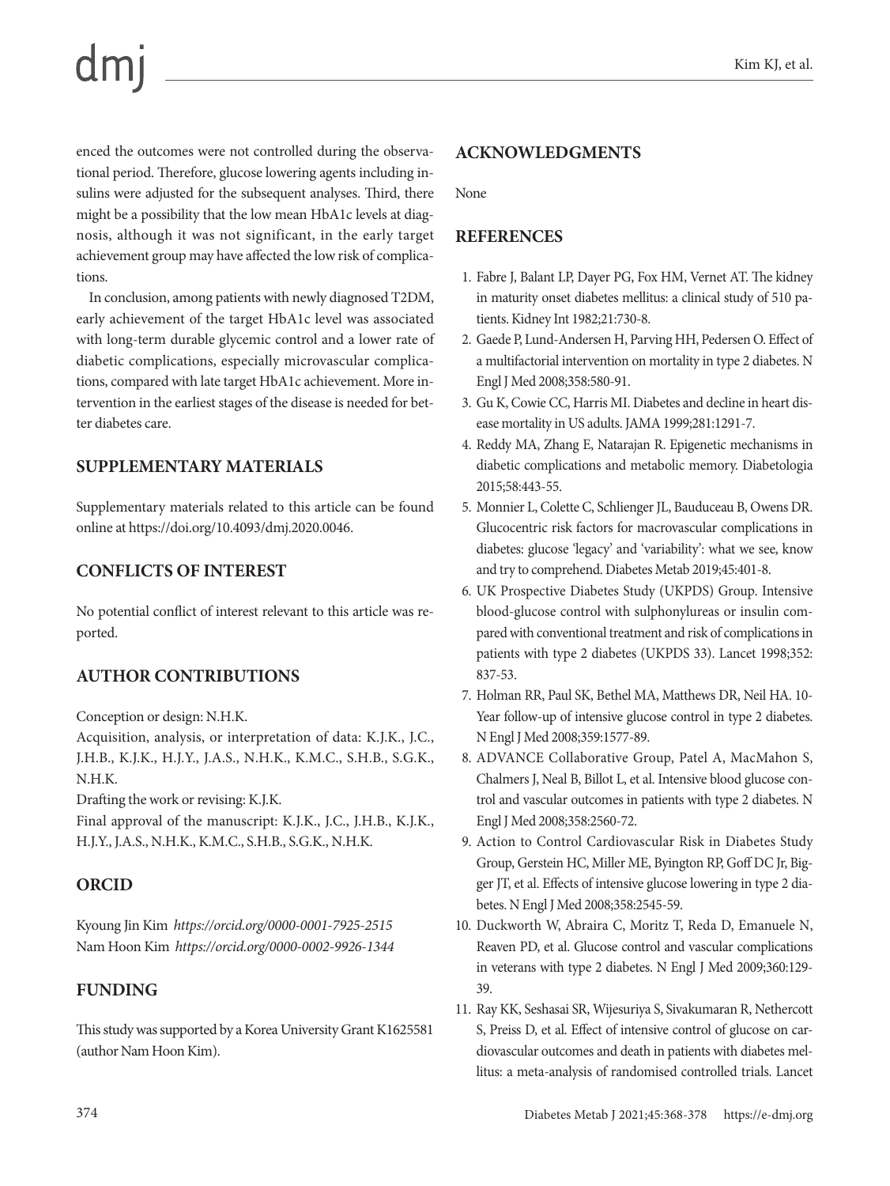enced the outcomes were not controlled during the observational period. Therefore, glucose lowering agents including insulins were adjusted for the subsequent analyses. Third, there might be a possibility that the low mean HbA1c levels at diagnosis, although it was not significant, in the early target achievement group may have affected the low risk of complications.

In conclusion, among patients with newly diagnosed T2DM, early achievement of the target HbA1c level was associated with long-term durable glycemic control and a lower rate of diabetic complications, especially microvascular complications, compared with late target HbA1c achievement. More intervention in the earliest stages of the disease is needed for better diabetes care.

## SUPPLEMENTARY MATERIALS

Supplementary materials related to this article can be found online at https://doi.org/10.4093/dmj.2020.0046.

## CONFLICTS OF INTEREST

No potential conflict of interest relevant to this article was reported.

## AUTHOR CONTRIBUTIONS

Conception or design: N.H.K.

Acquisition, analysis, or interpretation of data: K.J.K., J.C., J.H.B., K.J.K., H.J.Y., J.A.S., N.H.K., K.M.C., S.H.B., S.G.K., N.H.K.

Drafting the work or revising: K.J.K.

Final approval of the manuscript: K.J.K., J.C., J.H.B., K.J.K., H.J.Y., J.A.S., N.H.K., K.M.C., S.H.B., S.G.K., N.H.K.

## ORCID

Kyoung Jin Kim *https://orcid.org/0000-0001-7925-2515*
Nam Hoon Kim *https://orcid.org/0000-0002-9926-1344*

## FUNDING

This study was supported by a Korea University Grant K1625581 (author Nam Hoon Kim).

## ACKNOWLEDGMENTS

None

## REFERENCES

1. Fabre J, Balant LP, Dayer PG, Fox HM, Vernet AT. The kidney in maturity onset diabetes mellitus: a clinical study of 510 patients. Kidney Int 1982;21:730-8.
2. Gaede P, Lund-Andersen H, Parving HH, Pedersen O. Effect of a multifactorial intervention on mortality in type 2 diabetes. N Engl J Med 2008;358:580-91.
3. Gu K, Cowie CC, Harris MI. Diabetes and decline in heart disease mortality in US adults. JAMA 1999;281:1291-7.
4. Reddy MA, Zhang E, Natarajan R. Epigenetic mechanisms in diabetic complications and metabolic memory. Diabetologia 2015;58:443-55.
5. Monnier L, Colette C, Schlienger JL, Bauduceau B, Owens DR. Glucocentric risk factors for macrovascular complications in diabetes: glucose 'legacy' and 'variability': what we see, know and try to comprehend. Diabetes Metab 2019;45:401-8.
6. UK Prospective Diabetes Study (UKPDS) Group. Intensive blood-glucose control with sulphonylureas or insulin compared with conventional treatment and risk of complications in patients with type 2 diabetes (UKPDS 33). Lancet 1998;352: 837-53.
7. Holman RR, Paul SK, Bethel MA, Matthews DR, Neil HA. 10-Year follow-up of intensive glucose control in type 2 diabetes. N Engl J Med 2008;359:1577-89.
8. ADVANCE Collaborative Group, Patel A, MacMahon S, Chalmers J, Neal B, Billot L, et al. Intensive blood glucose control and vascular outcomes in patients with type 2 diabetes. N Engl J Med 2008;358:2560-72.
9. Action to Control Cardiovascular Risk in Diabetes Study Group, Gerstein HC, Miller ME, Byington RP, Goff DC Jr, Bigger JT, et al. Effects of intensive glucose lowering in type 2 diabetes. N Engl J Med 2008;358:2545-59.
10. Duckworth W, Abraira C, Moritz T, Reda D, Emanuele N, Reaven PD, et al. Glucose control and vascular complications in veterans with type 2 diabetes. N Engl J Med 2009;360:129-39.
11. Ray KK, Seshasai SR, Wijesuriya S, Sivakumaran R, Nethercott S, Preiss D, et al. Effect of intensive control of glucose on cardiovascular outcomes and death in patients with diabetes mellitus: a meta-analysis of randomised controlled trials. Lancet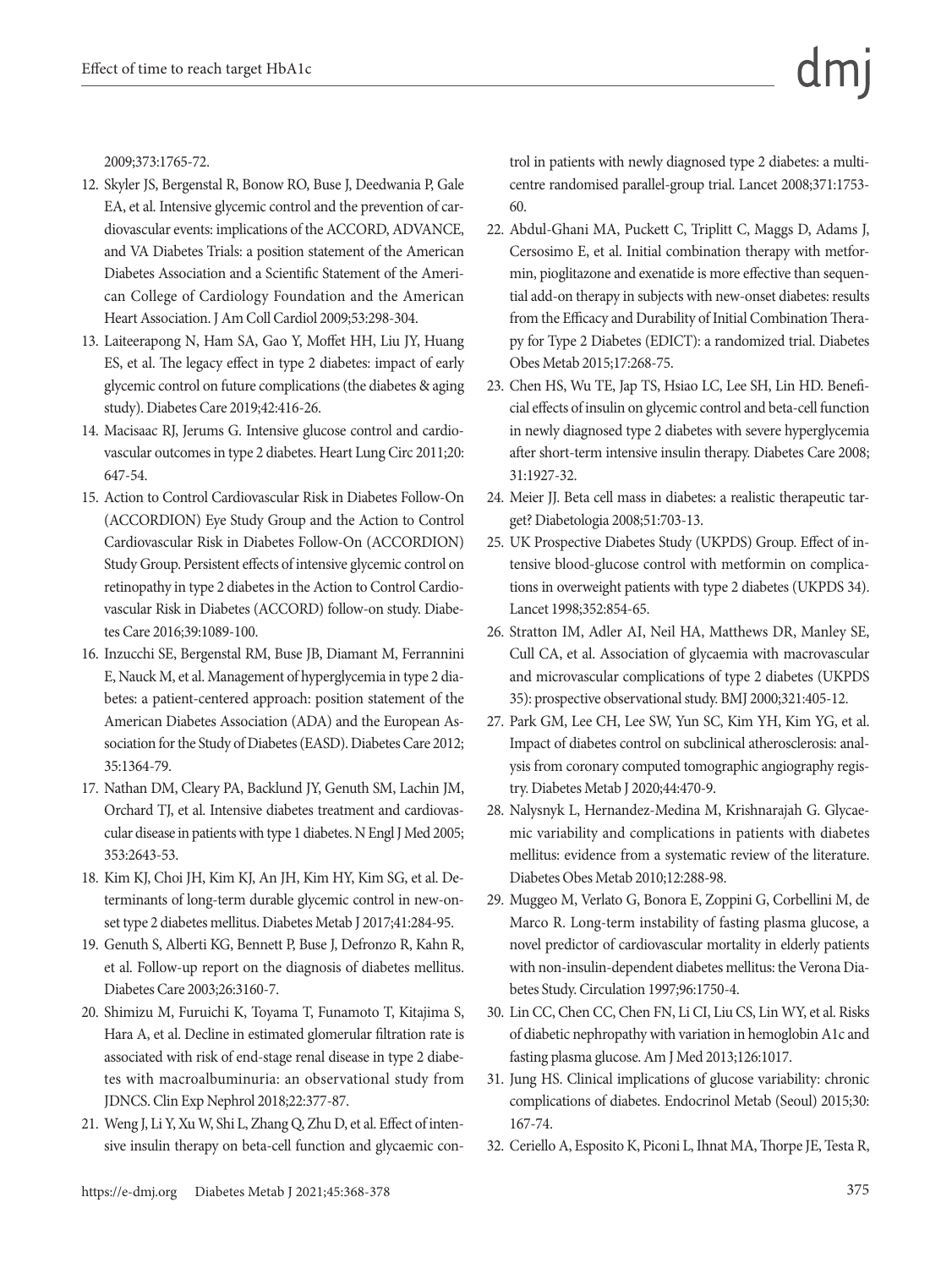2009;373:1765-72.

12. Skyler JS, Bergenstal R, Bonow RO, Buse J, Deedwania P, Gale EA, et al. Intensive glycemic control and the prevention of cardiovascular events: implications of the ACCORD, ADVANCE, and VA Diabetes Trials: a position statement of the American Diabetes Association and a Scientific Statement of the American College of Cardiology Foundation and the American Heart Association. J Am Coll Cardiol 2009;53:298-304.
13. Laiteerapong N, Ham SA, Gao Y, Moffet HH, Liu JY, Huang ES, et al. The legacy effect in type 2 diabetes: impact of early glycemic control on future complications (the diabetes & aging study). Diabetes Care 2019;42:416-26.
14. Macisaac RJ, Jerums G. Intensive glucose control and cardiovascular outcomes in type 2 diabetes. Heart Lung Circ 2011;20:647-54.
15. Action to Control Cardiovascular Risk in Diabetes Follow-On (ACCORDION) Eye Study Group and the Action to Control Cardiovascular Risk in Diabetes Follow-On (ACCORDION) Study Group. Persistent effects of intensive glycemic control on retinopathy in type 2 diabetes in the Action to Control Cardiovascular Risk in Diabetes (ACCORD) follow-on study. Diabetes Care 2016;39:1089-100.
16. Inzucchi SE, Bergenstal RM, Buse JB, Diamant M, Ferrannini E, Nauck M, et al. Management of hyperglycemia in type 2 diabetes: a patient-centered approach: position statement of the American Diabetes Association (ADA) and the European Association for the Study of Diabetes (EASD). Diabetes Care 2012;35:1364-79.
17. Nathan DM, Cleary PA, Backlund JY, Genuth SM, Lachin JM, Orchard TJ, et al. Intensive diabetes treatment and cardiovascular disease in patients with type 1 diabetes. N Engl J Med 2005;353:2643-53.
18. Kim KJ, Choi JH, Kim KJ, An JH, Kim HY, Kim SG, et al. Determinants of long-term durable glycemic control in new-onset type 2 diabetes mellitus. Diabetes Metab J 2017;41:284-95.
19. Genuth S, Alberti KG, Bennett P, Buse J, Defronzo R, Kahn R, et al. Follow-up report on the diagnosis of diabetes mellitus. Diabetes Care 2003;26:3160-7.
20. Shimizu M, Furuichi K, Toyama T, Funamoto T, Kitajima S, Hara A, et al. Decline in estimated glomerular filtration rate is associated with risk of end-stage renal disease in type 2 diabetes with macroalbuminuria: an observational study from JDNCS. Clin Exp Nephrol 2018;22:377-87.
21. Weng J, Li Y, Xu W, Shi L, Zhang Q, Zhu D, et al. Effect of intensive insulin therapy on beta-cell function and glycaemic control in patients with newly diagnosed type 2 diabetes: a multicentre randomised parallel-group trial. Lancet 2008;371:1753-60.
22. Abdul-Ghani MA, Puckett C, Triplitt C, Maggs D, Adams J, Cersosimo E, et al. Initial combination therapy with metformin, pioglitazone and exenatide is more effective than sequential add-on therapy in subjects with new-onset diabetes: results from the Efficacy and Durability of Initial Combination Therapy for Type 2 Diabetes (EDICT): a randomized trial. Diabetes Obes Metab 2015;17:268-75.
23. Chen HS, Wu TE, Jap TS, Hsiao LC, Lee SH, Lin HD. Beneficial effects of insulin on glycemic control and beta-cell function in newly diagnosed type 2 diabetes with severe hyperglycemia after short-term intensive insulin therapy. Diabetes Care 2008;31:1927-32.
24. Meier JJ. Beta cell mass in diabetes: a realistic therapeutic target? Diabetologia 2008;51:703-13.
25. UK Prospective Diabetes Study (UKPDS) Group. Effect of intensive blood-glucose control with metformin on complications in overweight patients with type 2 diabetes (UKPDS 34). Lancet 1998;352:854-65.
26. Stratton IM, Adler AI, Neil HA, Matthews DR, Manley SE, Cull CA, et al. Association of glycaemia with macrovascular and microvascular complications of type 2 diabetes (UKPDS 35): prospective observational study. BMJ 2000;321:405-12.
27. Park GM, Lee CH, Lee SW, Yun SC, Kim YH, Kim YG, et al. Impact of diabetes control on subclinical atherosclerosis: analysis from coronary computed tomographic angiography registry. Diabetes Metab J 2020;44:470-9.
28. Nalysnyk L, Hernandez-Medina M, Krishnarajah G. Glycaemic variability and complications in patients with diabetes mellitus: evidence from a systematic review of the literature. Diabetes Obes Metab 2010;12:288-98.
29. Muggeo M, Verlato G, Bonora E, Zoppini G, Corbellini M, de Marco R. Long-term instability of fasting plasma glucose, a novel predictor of cardiovascular mortality in elderly patients with non-insulin-dependent diabetes mellitus: the Verona Diabetes Study. Circulation 1997;96:1750-4.
30. Lin CC, Chen CC, Chen FN, Li CI, Liu CS, Lin WY, et al. Risks of diabetic nephropathy with variation in hemoglobin A1c and fasting plasma glucose. Am J Med 2013;126:1017.
31. Jung HS. Clinical implications of glucose variability: chronic complications of diabetes. Endocrinol Metab (Seoul) 2015;30:167-74.
32. Ceriello A, Esposito K, Piconi L, Ihnat MA, Thorpe JE, Testa R,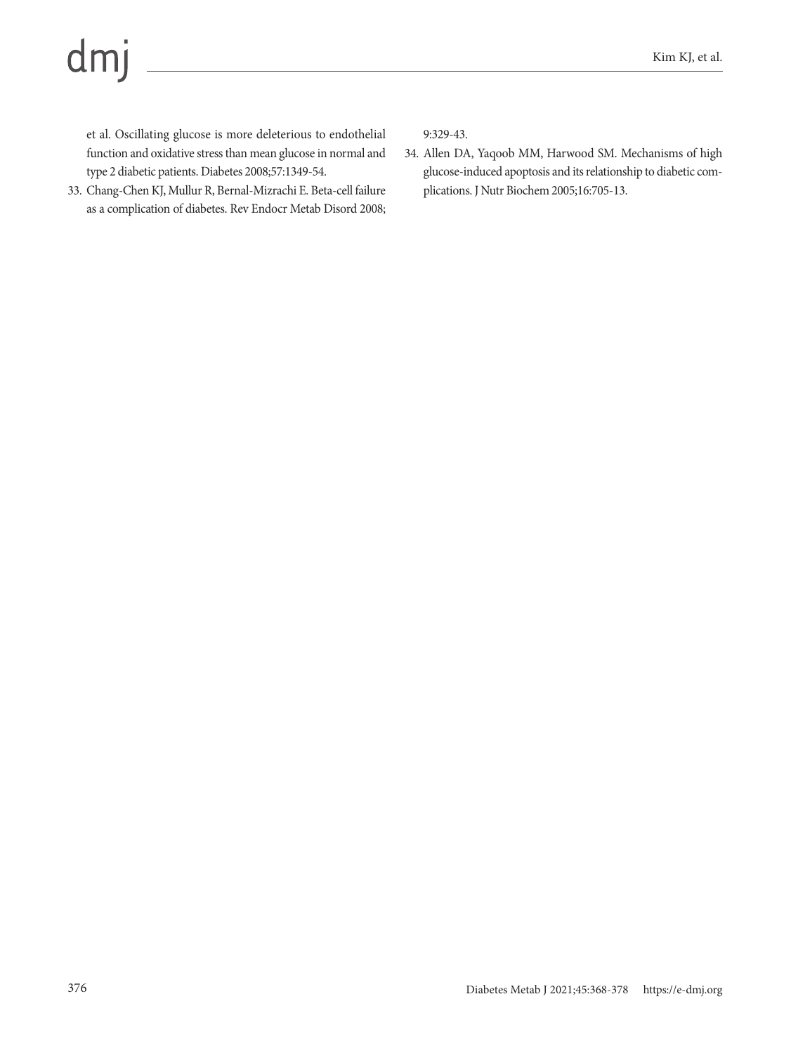et al. Oscillating glucose is more deleterious to endothelial function and oxidative stress than mean glucose in normal and type 2 diabetic patients. Diabetes 2008;57:1349-54.

33. Chang-Chen KJ, Mullur R, Bernal-Mizrachi E. Beta-cell failure as a complication of diabetes. Rev Endocr Metab Disord 2008; 9:329-43.
34. Allen DA, Yaqoob MM, Harwood SM. Mechanisms of high glucose-induced apoptosis and its relationship to diabetic complications. J Nutr Biochem 2005;16:705-13.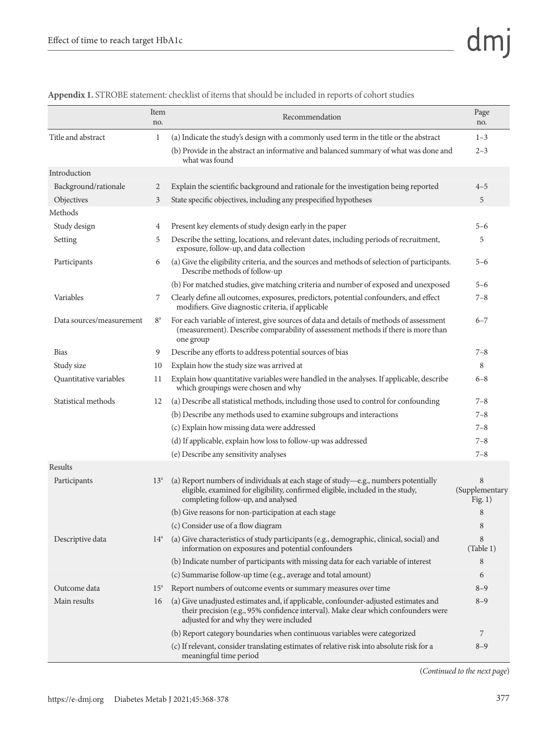**Appendix 1.** STROBE statement: checklist of items that should be included in reports of cohort studies

| | Item no. | Recommendation | Page no. |
|---|---|---|---|
| Title and abstract | 1 | (a) Indicate the study's design with a commonly used term in the title or the abstract | 1–3 |
| | | (b) Provide in the abstract an informative and balanced summary of what was done and what was found | 2–3 |
| Introduction | | | |
| Background/rationale | 2 | Explain the scientific background and rationale for the investigation being reported | 4–5 |
| Objectives | 3 | State specific objectives, including any prespecified hypotheses | 5 |
| Methods | | | |
| Study design | 4 | Present key elements of study design early in the paper | 5–6 |
| Setting | 5 | Describe the setting, locations, and relevant dates, including periods of recruitment, exposure, follow-up, and data collection | 5 |
| Participants | 6 | (a) Give the eligibility criteria, and the sources and methods of selection of participants. Describe methods of follow-up | 5–6 |
| | | (b) For matched studies, give matching criteria and number of exposed and unexposed | 5–6 |
| Variables | 7 | Clearly define all outcomes, exposures, predictors, potential confounders, and effect modifiers. Give diagnostic criteria, if applicable | 7–8 |
| Data sources/measurement | 8[a] | For each variable of interest, give sources of data and details of methods of assessment (measurement). Describe comparability of assessment methods if there is more than one group | 6–7 |
| Bias | 9 | Describe any efforts to address potential sources of bias | 7–8 |
| Study size | 10 | Explain how the study size was arrived at | 8 |
| Quantitative variables | 11 | Explain how quantitative variables were handled in the analyses. If applicable, describe which groupings were chosen and why | 6–8 |
| Statistical methods | 12 | (a) Describe all statistical methods, including those used to control for confounding | 7–8 |
| | | (b) Describe any methods used to examine subgroups and interactions | 7–8 |
| | | (c) Explain how missing data were addressed | 7–8 |
| | | (d) If applicable, explain how loss to follow-up was addressed | 7–8 |
| | | (e) Describe any sensitivity analyses | 7–8 |
| Results | | | |
| Participants | 13[a] | (a) Report numbers of individuals at each stage of study—e.g., numbers potentially eligible, examined for eligibility, confirmed eligible, included in the study, completing follow-up, and analysed | 8 (Supplementary Fig. 1) |
| | | (b) Give reasons for non-participation at each stage | 8 |
| | | (c) Consider use of a flow diagram | 8 |
| Descriptive data | 14[a] | (a) Give characteristics of study participants (e.g., demographic, clinical, social) and information on exposures and potential confounders | 8 (Table 1) |
| | | (b) Indicate number of participants with missing data for each variable of interest | 8 |
| | | (c) Summarise follow-up time (e.g., average and total amount) | 6 |
| Outcome data | 15[a] | Report numbers of outcome events or summary measures over time | 8–9 |
| Main results | 16 | (a) Give unadjusted estimates and, if applicable, confounder-adjusted estimates and their precision (e.g., 95% confidence interval). Make clear which confounders were adjusted for and why they were included | 8–9 |
| | | (b) Report category boundaries when continuous variables were categorized | 7 |
| | | (c) If relevant, consider translating estimates of relative risk into absolute risk for a meaningful time period | 8–9 |

(*Continued to the next page*)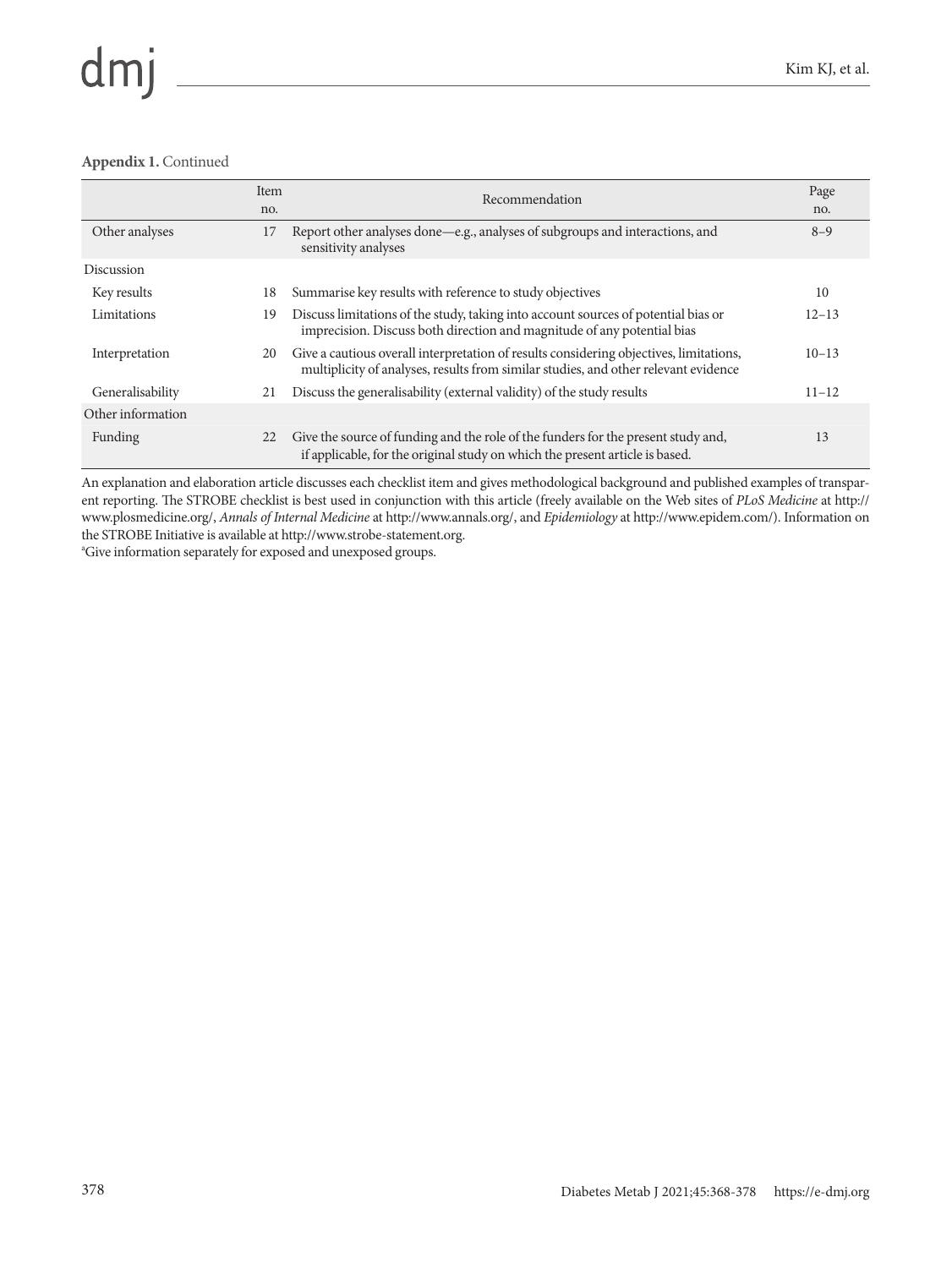**Appendix 1.** Continued

| | Item no. | Recommendation | Page no. |
|---|---|---|---|
| Other analyses | 17 | Report other analyses done—e.g., analyses of subgroups and interactions, and sensitivity analyses | 8–9 |
| Discussion | | | |
| Key results | 18 | Summarise key results with reference to study objectives | 10 |
| Limitations | 19 | Discuss limitations of the study, taking into account sources of potential bias or imprecision. Discuss both direction and magnitude of any potential bias | 12–13 |
| Interpretation | 20 | Give a cautious overall interpretation of results considering objectives, limitations, multiplicity of analyses, results from similar studies, and other relevant evidence | 10–13 |
| Generalisability | 21 | Discuss the generalisability (external validity) of the study results | 11–12 |
| Other information | | | |
| Funding | 22 | Give the source of funding and the role of the funders for the present study and, if applicable, for the original study on which the present article is based. | 13 |

An explanation and elaboration article discusses each checklist item and gives methodological background and published examples of transparent reporting. The STROBE checklist is best used in conjunction with this article (freely available on the Web sites of *PLoS Medicine* at http://www.plosmedicine.org/, *Annals of Internal Medicine* at http://www.annals.org/, and *Epidemiology* at http://www.epidem.com/). Information on the STROBE Initiative is available at http://www.strobe-statement.org.

[a]Give information separately for exposed and unexposed groups.